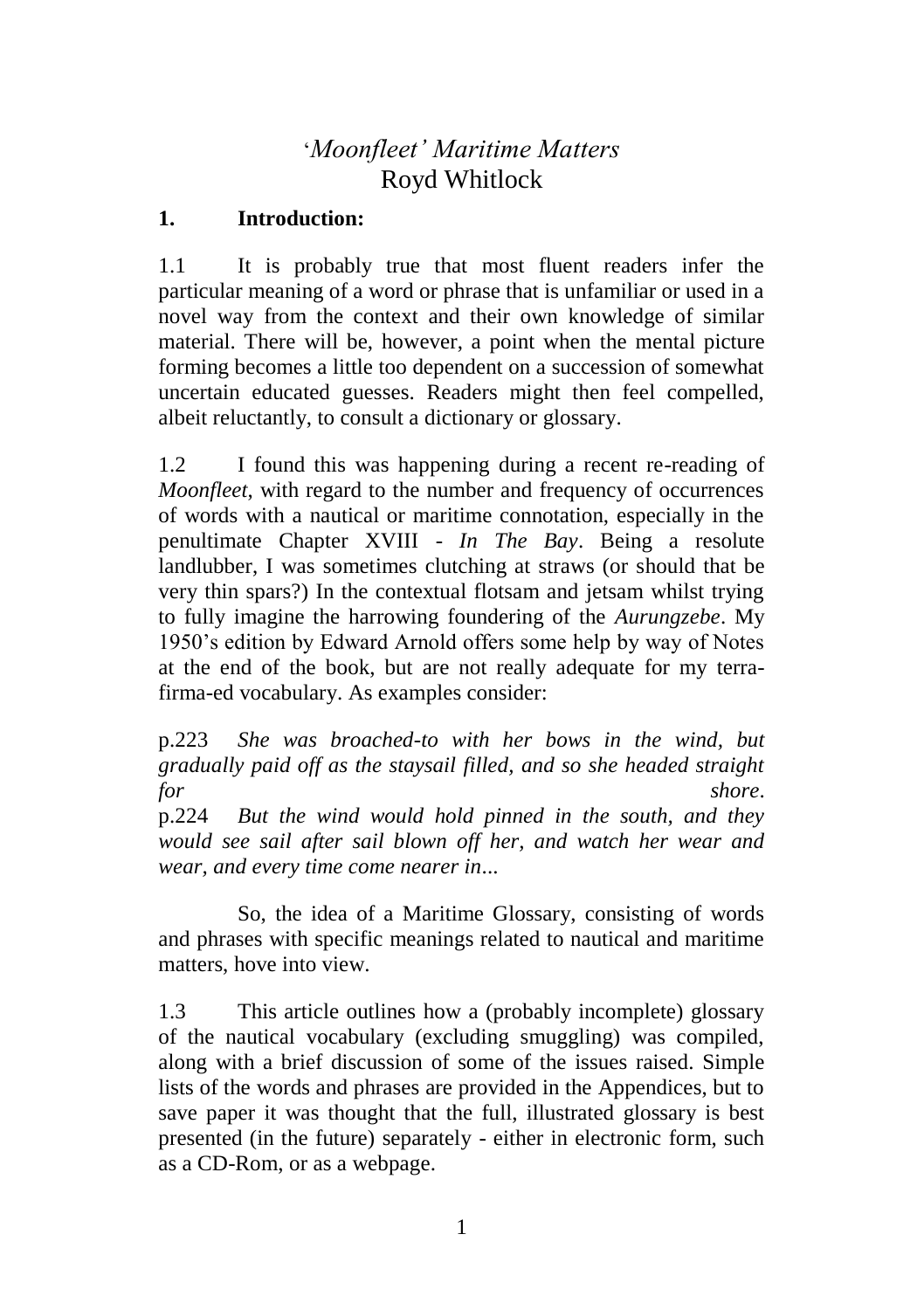# *'Moonfleet' Maritime Matters*

Royd Whitlock

## 1. Introduction:

1.1 It is probably true that most fluent readers infer the particular meaning of a word or phrase that is unfamiliar or used in a novel way from the context and their own knowledge of similar material. There will be, however, a point when the mental picture forming becomes a little too dependent on a succession of somewhat uncertain educated guesses. Readers might then feel compelled, albeit reluctantly, to consult a dictionary or glossary.

1.2 I found this was happening during a recent re-reading of *Moonfleet*, with regard to the number and frequency of occurrences of words with a nautical or maritime connotation, especially in the penultimate Chapter XVIII - *In The Bay*. Being a resolute landlubber, I was sometimes clutching at straws (or should that be very thin spars?) In the contextual flotsam and jetsam whilst trying to fully imagine the harrowing foundering of the *Aurungzebe*. My 1950's edition by Edward Arnold offers some help by way of Notes at the end of the book, but are not really adequate for my terra-firma-ed vocabulary. As examples consider:

p.223 *She was broached-to with her bows in the wind, but gradually paid off as the staysail filled, and so she headed straight for shore.*

p.224 *But the wind would hold pinned in the south, and they would see sail after sail blown off her, and watch her wear and wear, and every time come nearer in...*

So, the idea of a Maritime Glossary, consisting of words and phrases with specific meanings related to nautical and maritime matters, hove into view.

1.3 This article outlines how a (probably incomplete) glossary of the nautical vocabulary (excluding smuggling) was compiled, along with a brief discussion of some of the issues raised. Simple lists of the words and phrases are provided in the Appendices, but to save paper it was thought that the full, illustrated glossary is best presented (in the future) separately - either in electronic form, such as a CD-Rom, or as a webpage.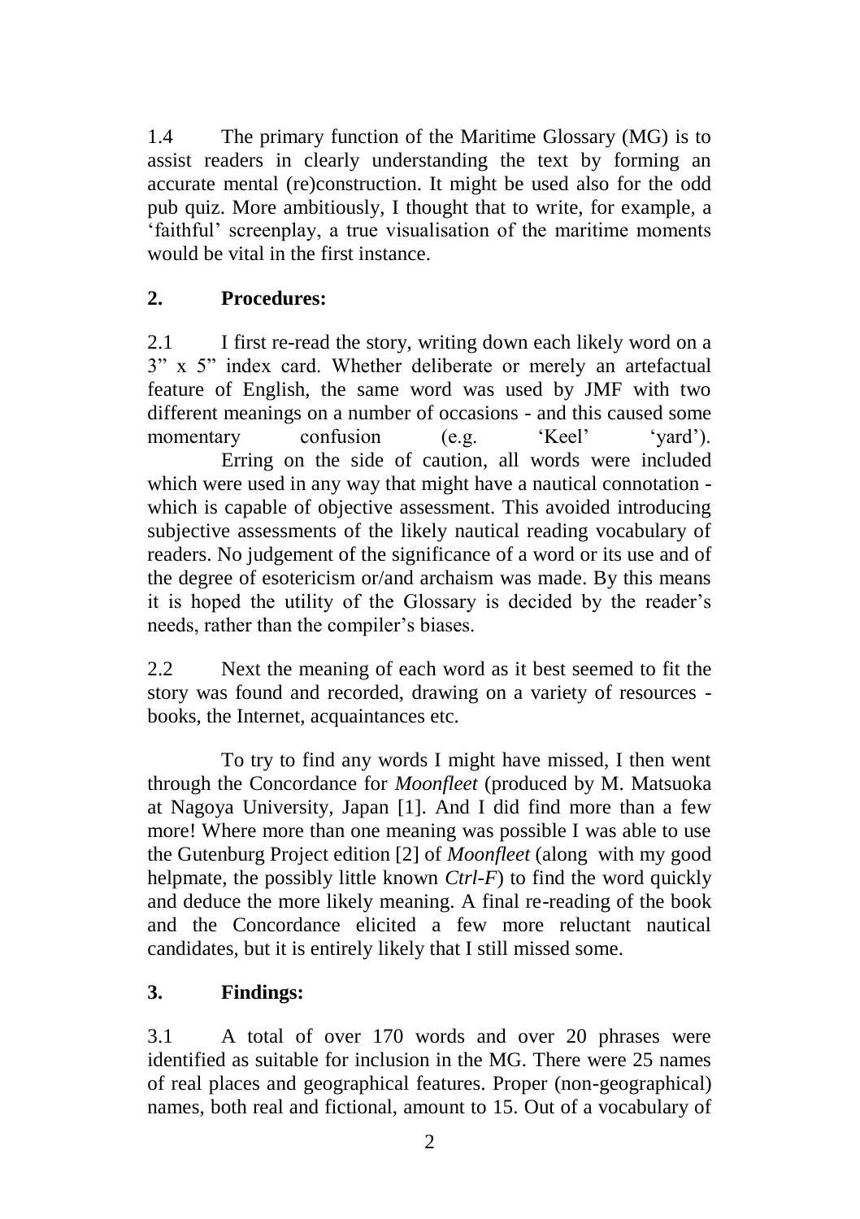1.4 The primary function of the Maritime Glossary (MG) is to assist readers in clearly understanding the text by forming an accurate mental (re)construction. It might be used also for the odd pub quiz. More ambitiously, I thought that to write, for example, a 'faithful' screenplay, a true visualisation of the maritime moments would be vital in the first instance.

## 2. Procedures:

2.1 I first re-read the story, writing down each likely word on a 3" x 5" index card. Whether deliberate or merely an artefactual feature of English, the same word was used by JMF with two different meanings on a number of occasions - and this caused some momentary confusion (e.g. 'Keel' 'yard').

Erring on the side of caution, all words were included which were used in any way that might have a nautical connotation - which is capable of objective assessment. This avoided introducing subjective assessments of the likely nautical reading vocabulary of readers. No judgement of the significance of a word or its use and of the degree of esotericism or/and archaism was made. By this means it is hoped the utility of the Glossary is decided by the reader's needs, rather than the compiler's biases.

2.2 Next the meaning of each word as it best seemed to fit the story was found and recorded, drawing on a variety of resources - books, the Internet, acquaintances etc.

To try to find any words I might have missed, I then went through the Concordance for *Moonfleet* (produced by M. Matsuoka at Nagoya University, Japan [1]. And I did find more than a few more! Where more than one meaning was possible I was able to use the Gutenburg Project edition [2] of *Moonfleet* (along with my good helpmate, the possibly little known *Ctrl-F*) to find the word quickly and deduce the more likely meaning. A final re-reading of the book and the Concordance elicited a few more reluctant nautical candidates, but it is entirely likely that I still missed some.

## 3. Findings:

3.1 A total of over 170 words and over 20 phrases were identified as suitable for inclusion in the MG. There were 25 names of real places and geographical features. Proper (non-geographical) names, both real and fictional, amount to 15. Out of a vocabulary of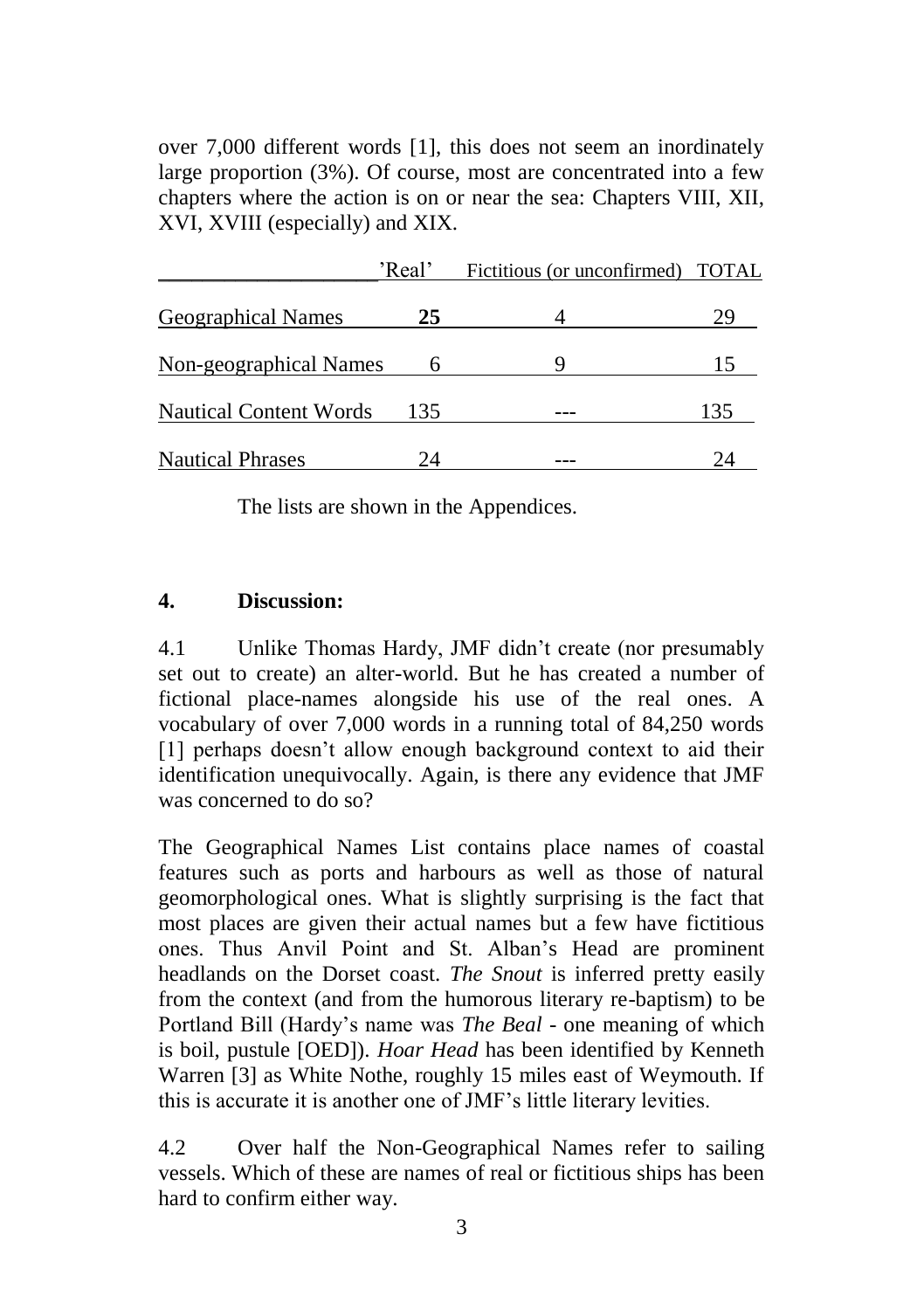over 7,000 different words [1], this does not seem an inordinately large proportion (3%). Of course, most are concentrated into a few chapters where the action is on or near the sea: Chapters VIII, XII, XVI, XVIII (especially) and XIX.

| | 'Real' | Fictitious (or unconfirmed) | TOTAL |
|---|---|---|---|
| Geographical Names | **25** | 4 | 29 |
| Non-geographical Names | 6 | 9 | 15 |
| Nautical Content Words | 135 | --- | 135 |
| Nautical Phrases | 24 | --- | 24 |

The lists are shown in the Appendices.

## 4. Discussion:

4.1 Unlike Thomas Hardy, JMF didn't create (nor presumably set out to create) an alter-world. But he has created a number of fictional place-names alongside his use of the real ones. A vocabulary of over 7,000 words in a running total of 84,250 words [1] perhaps doesn't allow enough background context to aid their identification unequivocally. Again, is there any evidence that JMF was concerned to do so?

The Geographical Names List contains place names of coastal features such as ports and harbours as well as those of natural geomorphological ones. What is slightly surprising is the fact that most places are given their actual names but a few have fictitious ones. Thus Anvil Point and St. Alban's Head are prominent headlands on the Dorset coast. *The Snout* is inferred pretty easily from the context (and from the humorous literary re-baptism) to be Portland Bill (Hardy's name was *The Beal* - one meaning of which is boil, pustule [OED]). *Hoar Head* has been identified by Kenneth Warren [3] as White Nothe, roughly 15 miles east of Weymouth. If this is accurate it is another one of JMF's little literary levities.

4.2 Over half the Non-Geographical Names refer to sailing vessels. Which of these are names of real or fictitious ships has been hard to confirm either way.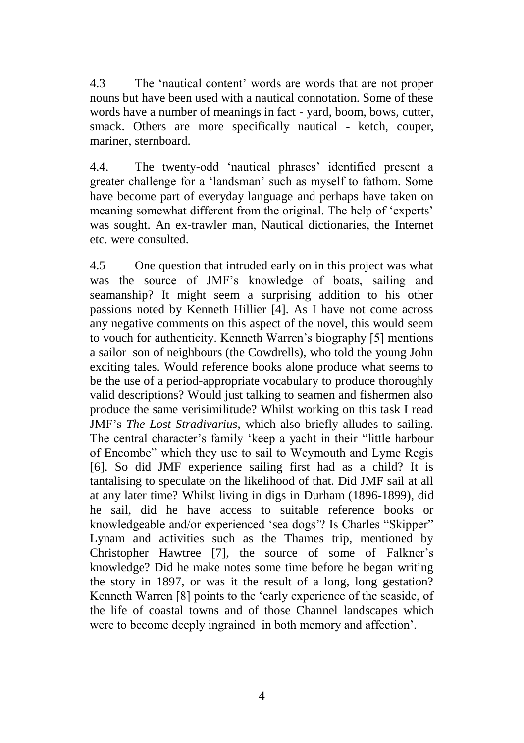4.3 The 'nautical content' words are words that are not proper nouns but have been used with a nautical connotation. Some of these words have a number of meanings in fact - yard, boom, bows, cutter, smack. Others are more specifically nautical - ketch, couper, mariner, sternboard.

4.4. The twenty-odd 'nautical phrases' identified present a greater challenge for a 'landsman' such as myself to fathom. Some have become part of everyday language and perhaps have taken on meaning somewhat different from the original. The help of 'experts' was sought. An ex-trawler man, Nautical dictionaries, the Internet etc. were consulted.

4.5 One question that intruded early on in this project was what was the source of JMF's knowledge of boats, sailing and seamanship? It might seem a surprising addition to his other passions noted by Kenneth Hillier [4]. As I have not come across any negative comments on this aspect of the novel, this would seem to vouch for authenticity. Kenneth Warren's biography [5] mentions a sailor son of neighbours (the Cowdrells), who told the young John exciting tales. Would reference books alone produce what seems to be the use of a period-appropriate vocabulary to produce thoroughly valid descriptions? Would just talking to seamen and fishermen also produce the same verisimilitude? Whilst working on this task I read JMF's *The Lost Stradivarius*, which also briefly alludes to sailing. The central character's family 'keep a yacht in their "little harbour of Encombe" which they use to sail to Weymouth and Lyme Regis [6]. So did JMF experience sailing first had as a child? It is tantalising to speculate on the likelihood of that. Did JMF sail at all at any later time? Whilst living in digs in Durham (1896-1899), did he sail, did he have access to suitable reference books or knowledgeable and/or experienced 'sea dogs'? Is Charles "Skipper" Lynam and activities such as the Thames trip, mentioned by Christopher Hawtree [7], the source of some of Falkner's knowledge? Did he make notes some time before he began writing the story in 1897, or was it the result of a long, long gestation? Kenneth Warren [8] points to the 'early experience of the seaside, of the life of coastal towns and of those Channel landscapes which were to become deeply ingrained in both memory and affection'.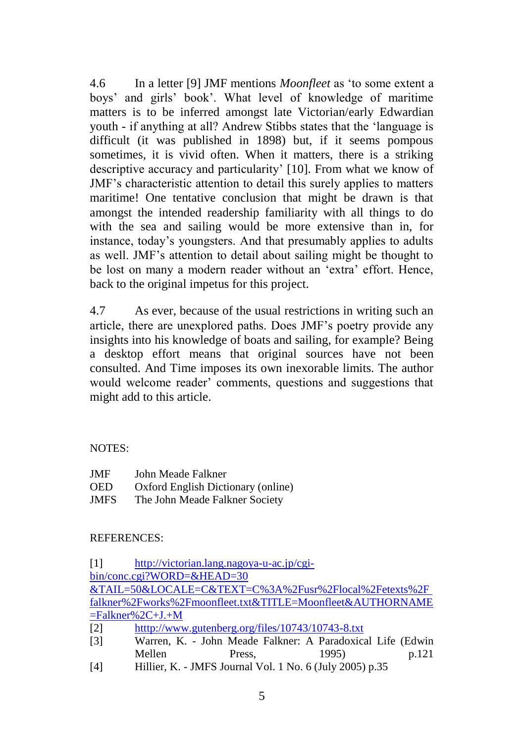4.6 In a letter [9] JMF mentions *Moonfleet* as 'to some extent a boys' and girls' book'. What level of knowledge of maritime matters is to be inferred amongst late Victorian/early Edwardian youth - if anything at all? Andrew Stibbs states that the 'language is difficult (it was published in 1898) but, if it seems pompous sometimes, it is vivid often. When it matters, there is a striking descriptive accuracy and particularity' [10]. From what we know of JMF's characteristic attention to detail this surely applies to matters maritime! One tentative conclusion that might be drawn is that amongst the intended readership familiarity with all things to do with the sea and sailing would be more extensive than in, for instance, today's youngsters. And that presumably applies to adults as well. JMF's attention to detail about sailing might be thought to be lost on many a modern reader without an 'extra' effort. Hence, back to the original impetus for this project.

4.7 As ever, because of the usual restrictions in writing such an article, there are unexplored paths. Does JMF's poetry provide any insights into his knowledge of boats and sailing, for example? Being a desktop effort means that original sources have not been consulted. And Time imposes its own inexorable limits. The author would welcome reader' comments, questions and suggestions that might add to this article.

NOTES:

| | |
|---|---|
| JMF | John Meade Falkner |
| OED | Oxford English Dictionary (online) |
| JMFS | The John Meade Falkner Society |

REFERENCES:

[1] http://victorian.lang.nagoya-u-ac.jp/cgi-bin/conc.cgi?WORD=&HEAD=30&TAIL=50&LOCALE=C&TEXT=C%3A%2Fusr%2Flocal%2Fetexts%2Ffalkner%2Fworks%2Fmoonfleet.txt&TITLE=Moonfleet&AUTHORNAME=Falkner%2C+J.+M

[2] htttp://www.gutenberg.org/files/10743/10743-8.txt

[3] Warren, K. - John Meade Falkner: A Paradoxical Life (Edwin Mellen Press, 1995) p.121

[4] Hillier, K. - JMFS Journal Vol. 1 No. 6 (July 2005) p.35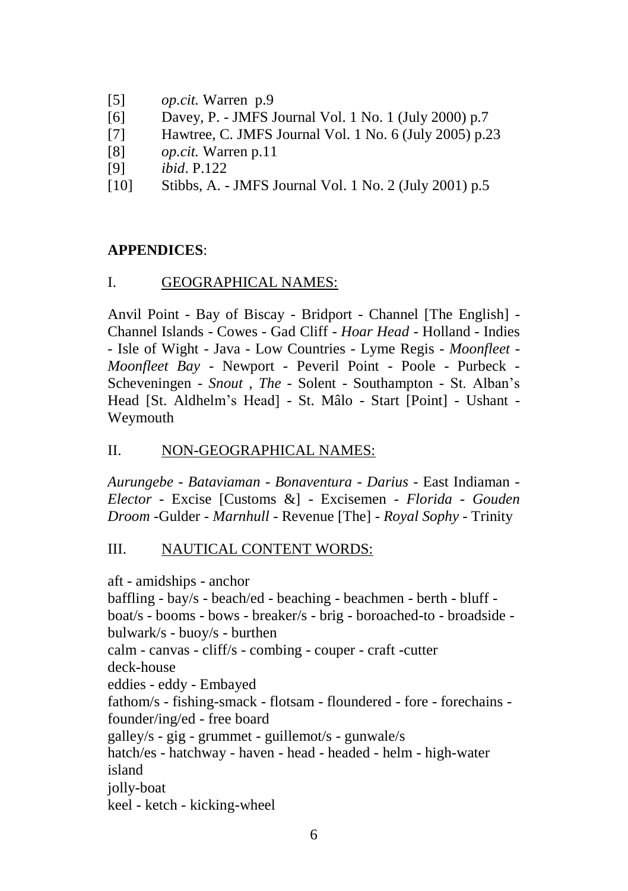[5] *op.cit.* Warren p.9
[6] Davey, P. - JMFS Journal Vol. 1 No. 1 (July 2000) p.7
[7] Hawtree, C. JMFS Journal Vol. 1 No. 6 (July 2005) p.23
[8] *op.cit.* Warren p.11
[9] *ibid*. P.122
[10] Stibbs, A. - JMFS Journal Vol. 1 No. 2 (July 2001) p.5

**APPENDICES**:

I. GEOGRAPHICAL NAMES:

Anvil Point - Bay of Biscay - Bridport - Channel [The English] - Channel Islands - Cowes - Gad Cliff - *Hoar Head* - Holland - Indies - Isle of Wight - Java - Low Countries - Lyme Regis - *Moonfleet* - *Moonfleet Bay* - Newport - Peveril Point - Poole - Purbeck - Scheveningen - *Snout , The* - Solent - Southampton - St. Alban's Head [St. Aldhelm's Head] - St. Mâlo - Start [Point] - Ushant - Weymouth

II. NON-GEOGRAPHICAL NAMES:

*Aurungebe* - *Bataviaman* - *Bonaventura* - *Darius* - East Indiaman - *Elector* - Excise [Customs &] - Excisemen - *Florida* - *Gouden Droom* -Gulder - *Marnhull* - Revenue [The] - *Royal Sophy* - Trinity

III. NAUTICAL CONTENT WORDS:

aft - amidships - anchor
baffling - bay/s - beach/ed - beaching - beachmen - berth - bluff - boat/s - booms - bows - breaker/s - brig - boroached-to - broadside - bulwark/s - buoy/s - burthen
calm - canvas - cliff/s - combing - couper - craft -cutter
deck-house
eddies - eddy - Embayed
fathom/s - fishing-smack - flotsam - floundered - fore - forechains - founder/ing/ed - free board
galley/s - gig - grummet - guillemot/s - gunwale/s
hatch/es - hatchway - haven - head - headed - helm - high-water
island
jolly-boat
keel - ketch - kicking-wheel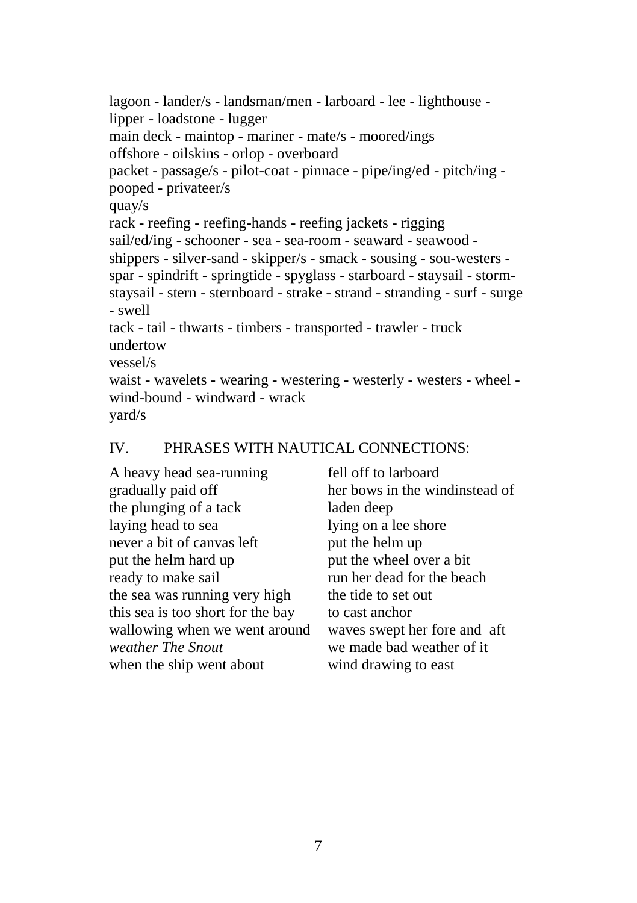lagoon - lander/s - landsman/men - larboard - lee - lighthouse - lipper - loadstone - lugger

main deck - maintop - mariner - mate/s - moored/ings

offshore - oilskins - orlop - overboard

packet - passage/s - pilot-coat - pinnace - pipe/ing/ed - pitch/ing - pooped - privateer/s

quay/s

rack - reefing - reefing-hands - reefing jackets - rigging

sail/ed/ing - schooner - sea - sea-room - seaward - seawood - shippers - silver-sand - skipper/s - smack - sousing - sou-westers - spar - spindrift - springtide - spyglass - starboard - staysail - storm-staysail - stern - sternboard - strake - strand - stranding - surf - surge - swell

tack - tail - thwarts - timbers - transported - trawler - truck

undertow

vessel/s

waist - wavelets - wearing - westering - westerly - westers - wheel - wind-bound - windward - wrack

yard/s

## IV. PHRASES WITH NAUTICAL CONNECTIONS:

A heavy head sea-running
gradually paid off
the plunging of a tack
laying head to sea
never a bit of canvas left
put the helm hard up
ready to make sail
the sea was running very high
this sea is too short for the bay
wallowing when we went around
*weather The Snout*
when the ship went about
fell off to larboard
her bows in the windinstead of
laden deep
lying on a lee shore
put the helm up
put the wheel over a bit
run her dead for the beach
the tide to set out
to cast anchor
waves swept her fore and aft
we made bad weather of it
wind drawing to east